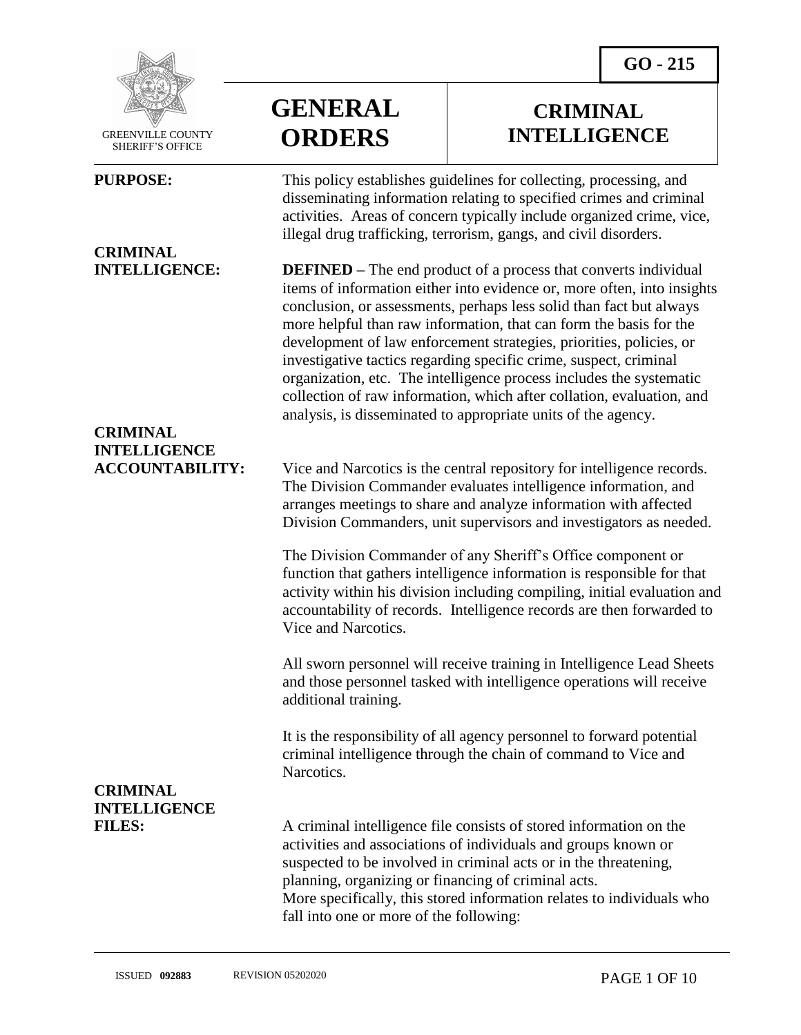**GO - 215**

GREENVILLE COUNTY SHERIFF'S OFFICE

# GENERAL ORDERS

# CRIMINAL INTELLIGENCE

**PURPOSE:** This policy establishes guidelines for collecting, processing, and disseminating information relating to specified crimes and criminal activities. Areas of concern typically include organized crime, vice, illegal drug trafficking, terrorism, gangs, and civil disorders.

**CRIMINAL INTELLIGENCE:** **DEFINED –** The end product of a process that converts individual items of information either into evidence or, more often, into insights conclusion, or assessments, perhaps less solid than fact but always more helpful than raw information, that can form the basis for the development of law enforcement strategies, priorities, policies, or investigative tactics regarding specific crime, suspect, criminal organization, etc. The intelligence process includes the systematic collection of raw information, which after collation, evaluation, and analysis, is disseminated to appropriate units of the agency.

**CRIMINAL INTELLIGENCE ACCOUNTABILITY:** Vice and Narcotics is the central repository for intelligence records. The Division Commander evaluates intelligence information, and arranges meetings to share and analyze information with affected Division Commanders, unit supervisors and investigators as needed.

The Division Commander of any Sheriff's Office component or function that gathers intelligence information is responsible for that activity within his division including compiling, initial evaluation and accountability of records. Intelligence records are then forwarded to Vice and Narcotics.

All sworn personnel will receive training in Intelligence Lead Sheets and those personnel tasked with intelligence operations will receive additional training.

It is the responsibility of all agency personnel to forward potential criminal intelligence through the chain of command to Vice and Narcotics.

**CRIMINAL INTELLIGENCE FILES:** A criminal intelligence file consists of stored information on the activities and associations of individuals and groups known or suspected to be involved in criminal acts or in the threatening, planning, organizing or financing of criminal acts.
More specifically, this stored information relates to individuals who fall into one or more of the following:

ISSUED **092883** REVISION 05202020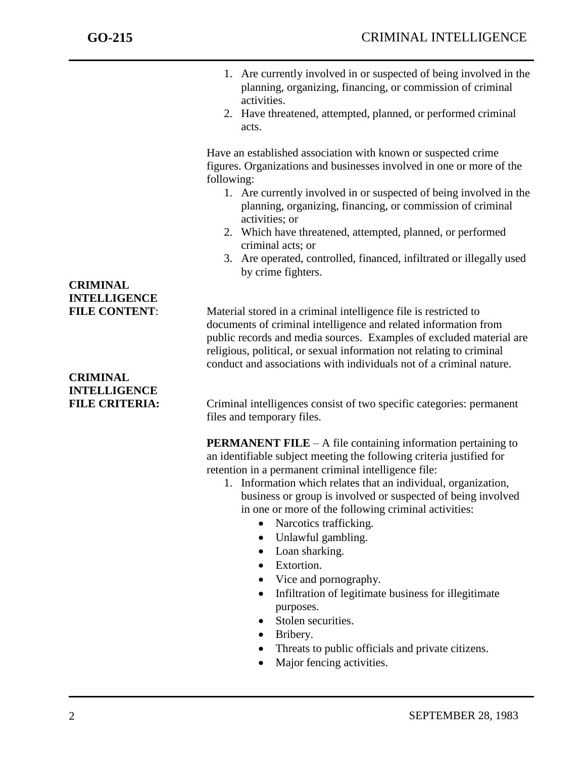1. Are currently involved in or suspected of being involved in the planning, organizing, financing, or commission of criminal activities.
2. Have threatened, attempted, planned, or performed criminal acts.

Have an established association with known or suspected crime figures. Organizations and businesses involved in one or more of the following:

1. Are currently involved in or suspected of being involved in the planning, organizing, financing, or commission of criminal activities; or
2. Which have threatened, attempted, planned, or performed criminal acts; or
3. Are operated, controlled, financed, infiltrated or illegally used by crime fighters.

**CRIMINAL INTELLIGENCE FILE CONTENT**: Material stored in a criminal intelligence file is restricted to documents of criminal intelligence and related information from public records and media sources. Examples of excluded material are religious, political, or sexual information not relating to criminal conduct and associations with individuals not of a criminal nature.

**CRIMINAL INTELLIGENCE FILE CRITERIA:** Criminal intelligences consist of two specific categories: permanent files and temporary files.

**PERMANENT FILE** – A file containing information pertaining to an identifiable subject meeting the following criteria justified for retention in a permanent criminal intelligence file:

1. Information which relates that an individual, organization, business or group is involved or suspected of being involved in one or more of the following criminal activities:
   - Narcotics trafficking.
   - Unlawful gambling.
   - Loan sharking.
   - Extortion.
   - Vice and pornography.
   - Infiltration of legitimate business for illegitimate purposes.
   - Stolen securities.
   - Bribery.
   - Threats to public officials and private citizens.
   - Major fencing activities.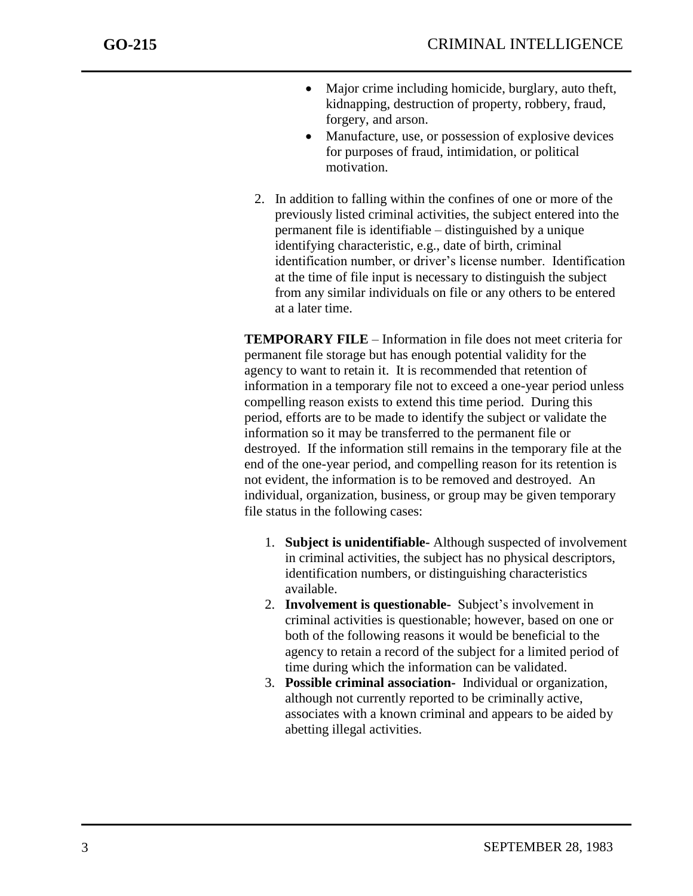- Major crime including homicide, burglary, auto theft, kidnapping, destruction of property, robbery, fraud, forgery, and arson.
- Manufacture, use, or possession of explosive devices for purposes of fraud, intimidation, or political motivation.

2. In addition to falling within the confines of one or more of the previously listed criminal activities, the subject entered into the permanent file is identifiable – distinguished by a unique identifying characteristic, e.g., date of birth, criminal identification number, or driver's license number. Identification at the time of file input is necessary to distinguish the subject from any similar individuals on file or any others to be entered at a later time.

**TEMPORARY FILE** – Information in file does not meet criteria for permanent file storage but has enough potential validity for the agency to want to retain it. It is recommended that retention of information in a temporary file not to exceed a one-year period unless compelling reason exists to extend this time period. During this period, efforts are to be made to identify the subject or validate the information so it may be transferred to the permanent file or destroyed. If the information still remains in the temporary file at the end of the one-year period, and compelling reason for its retention is not evident, the information is to be removed and destroyed. An individual, organization, business, or group may be given temporary file status in the following cases:

1. **Subject is unidentifiable-** Although suspected of involvement in criminal activities, the subject has no physical descriptors, identification numbers, or distinguishing characteristics available.
2. **Involvement is questionable-** Subject's involvement in criminal activities is questionable; however, based on one or both of the following reasons it would be beneficial to the agency to retain a record of the subject for a limited period of time during which the information can be validated.
3. **Possible criminal association-** Individual or organization, although not currently reported to be criminally active, associates with a known criminal and appears to be aided by abetting illegal activities.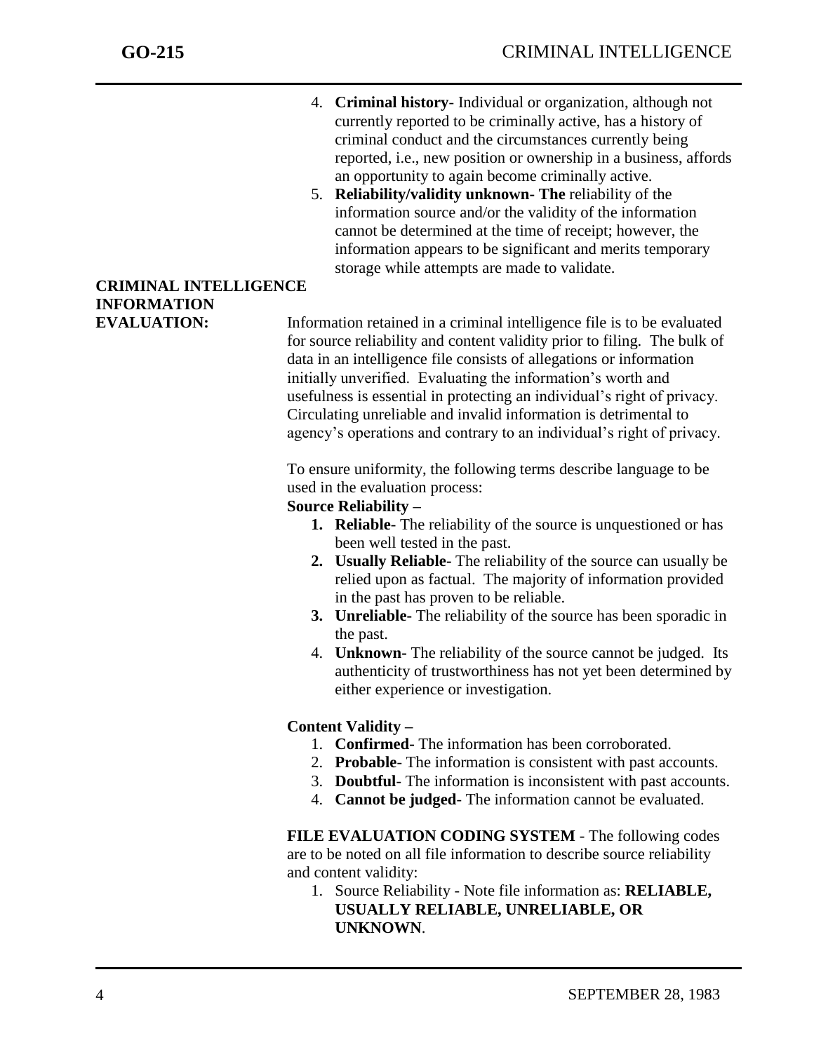4. **Criminal history**- Individual or organization, although not currently reported to be criminally active, has a history of criminal conduct and the circumstances currently being reported, i.e., new position or ownership in a business, affords an opportunity to again become criminally active.
5. **Reliability/validity unknown- The** reliability of the information source and/or the validity of the information cannot be determined at the time of receipt; however, the information appears to be significant and merits temporary storage while attempts are made to validate.

## CRIMINAL INTELLIGENCE INFORMATION EVALUATION:

Information retained in a criminal intelligence file is to be evaluated for source reliability and content validity prior to filing. The bulk of data in an intelligence file consists of allegations or information initially unverified. Evaluating the information's worth and usefulness is essential in protecting an individual's right of privacy. Circulating unreliable and invalid information is detrimental to agency's operations and contrary to an individual's right of privacy.

To ensure uniformity, the following terms describe language to be used in the evaluation process:

**Source Reliability –**

1. **Reliable**- The reliability of the source is unquestioned or has been well tested in the past.
2. **Usually Reliable-** The reliability of the source can usually be relied upon as factual. The majority of information provided in the past has proven to be reliable.
3. **Unreliable-** The reliability of the source has been sporadic in the past.
4. **Unknown**- The reliability of the source cannot be judged. Its authenticity of trustworthiness has not yet been determined by either experience or investigation.

**Content Validity –**

1. **Confirmed-** The information has been corroborated.
2. **Probable**- The information is consistent with past accounts.
3. **Doubtful**- The information is inconsistent with past accounts.
4. **Cannot be judged**- The information cannot be evaluated.

**FILE EVALUATION CODING SYSTEM** - The following codes are to be noted on all file information to describe source reliability and content validity:

1. Source Reliability - Note file information as: **RELIABLE, USUALLY RELIABLE, UNRELIABLE, OR UNKNOWN**.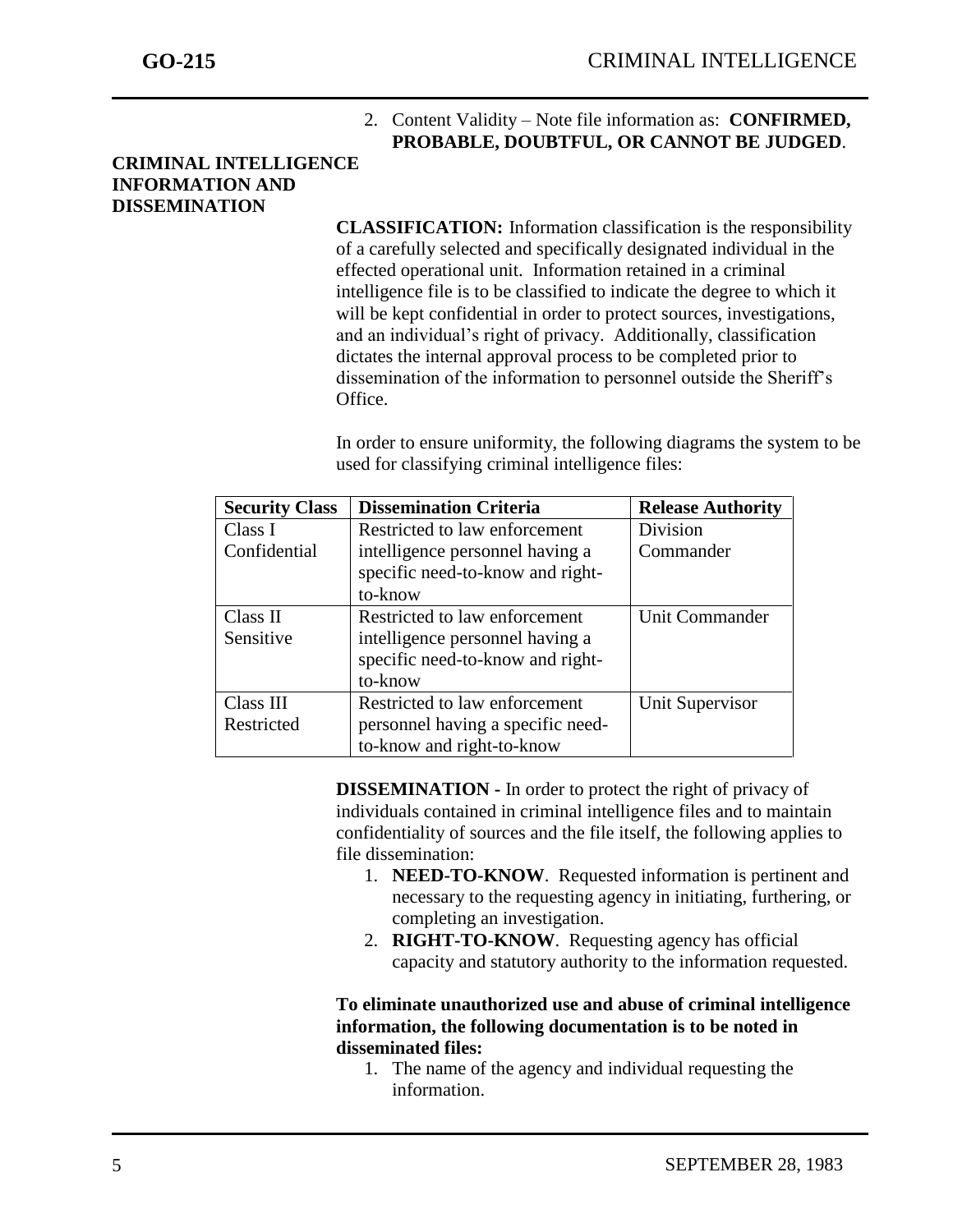2. Content Validity – Note file information as: **CONFIRMED, PROBABLE, DOUBTFUL, OR CANNOT BE JUDGED**.

## CRIMINAL INTELLIGENCE INFORMATION AND DISSEMINATION

**CLASSIFICATION:** Information classification is the responsibility of a carefully selected and specifically designated individual in the effected operational unit. Information retained in a criminal intelligence file is to be classified to indicate the degree to which it will be kept confidential in order to protect sources, investigations, and an individual's right of privacy. Additionally, classification dictates the internal approval process to be completed prior to dissemination of the information to personnel outside the Sheriff's Office.

In order to ensure uniformity, the following diagrams the system to be used for classifying criminal intelligence files:

| Security Class | Dissemination Criteria | Release Authority |
|---|---|---|
| Class I Confidential | Restricted to law enforcement intelligence personnel having a specific need-to-know and right-to-know | Division Commander |
| Class II Sensitive | Restricted to law enforcement intelligence personnel having a specific need-to-know and right-to-know | Unit Commander |
| Class III Restricted | Restricted to law enforcement personnel having a specific need-to-know and right-to-know | Unit Supervisor |

**DISSEMINATION -** In order to protect the right of privacy of individuals contained in criminal intelligence files and to maintain confidentiality of sources and the file itself, the following applies to file dissemination:

1. **NEED-TO-KNOW**. Requested information is pertinent and necessary to the requesting agency in initiating, furthering, or completing an investigation.
2. **RIGHT-TO-KNOW**. Requesting agency has official capacity and statutory authority to the information requested.

**To eliminate unauthorized use and abuse of criminal intelligence information, the following documentation is to be noted in disseminated files:**

1. The name of the agency and individual requesting the information.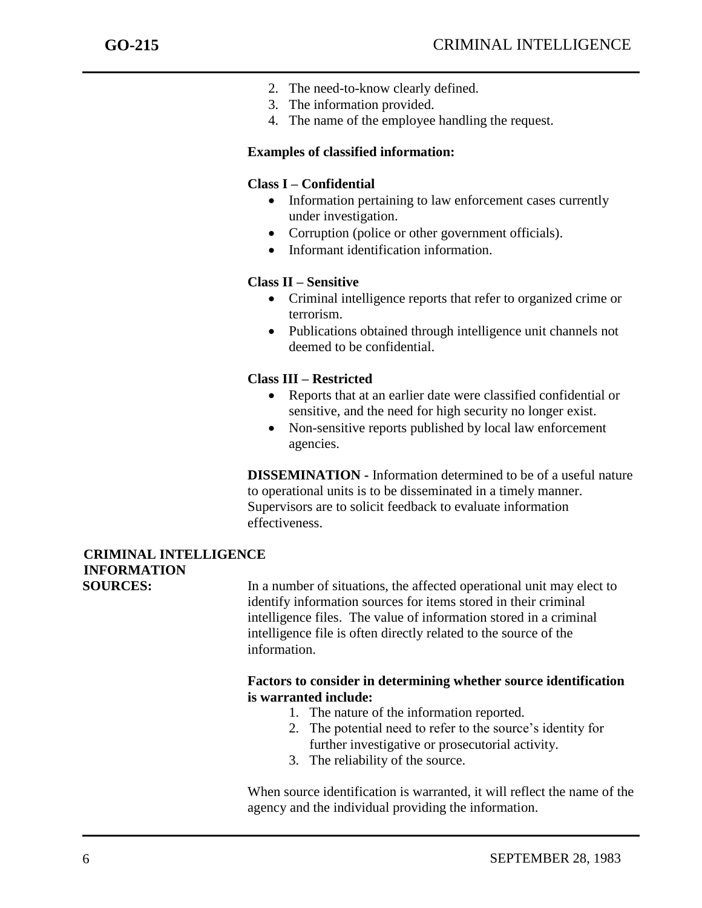2. The need-to-know clearly defined.
3. The information provided.
4. The name of the employee handling the request.

**Examples of classified information:**

**Class I – Confidential**

- Information pertaining to law enforcement cases currently under investigation.
- Corruption (police or other government officials).
- Informant identification information.

**Class II – Sensitive**

- Criminal intelligence reports that refer to organized crime or terrorism.
- Publications obtained through intelligence unit channels not deemed to be confidential.

**Class III – Restricted**

- Reports that at an earlier date were classified confidential or sensitive, and the need for high security no longer exist.
- Non-sensitive reports published by local law enforcement agencies.

**DISSEMINATION -** Information determined to be of a useful nature to operational units is to be disseminated in a timely manner. Supervisors are to solicit feedback to evaluate information effectiveness.

**CRIMINAL INTELLIGENCE INFORMATION SOURCES:**

In a number of situations, the affected operational unit may elect to identify information sources for items stored in their criminal intelligence files. The value of information stored in a criminal intelligence file is often directly related to the source of the information.

**Factors to consider in determining whether source identification is warranted include:**

1. The nature of the information reported.
2. The potential need to refer to the source's identity for further investigative or prosecutorial activity.
3. The reliability of the source.

When source identification is warranted, it will reflect the name of the agency and the individual providing the information.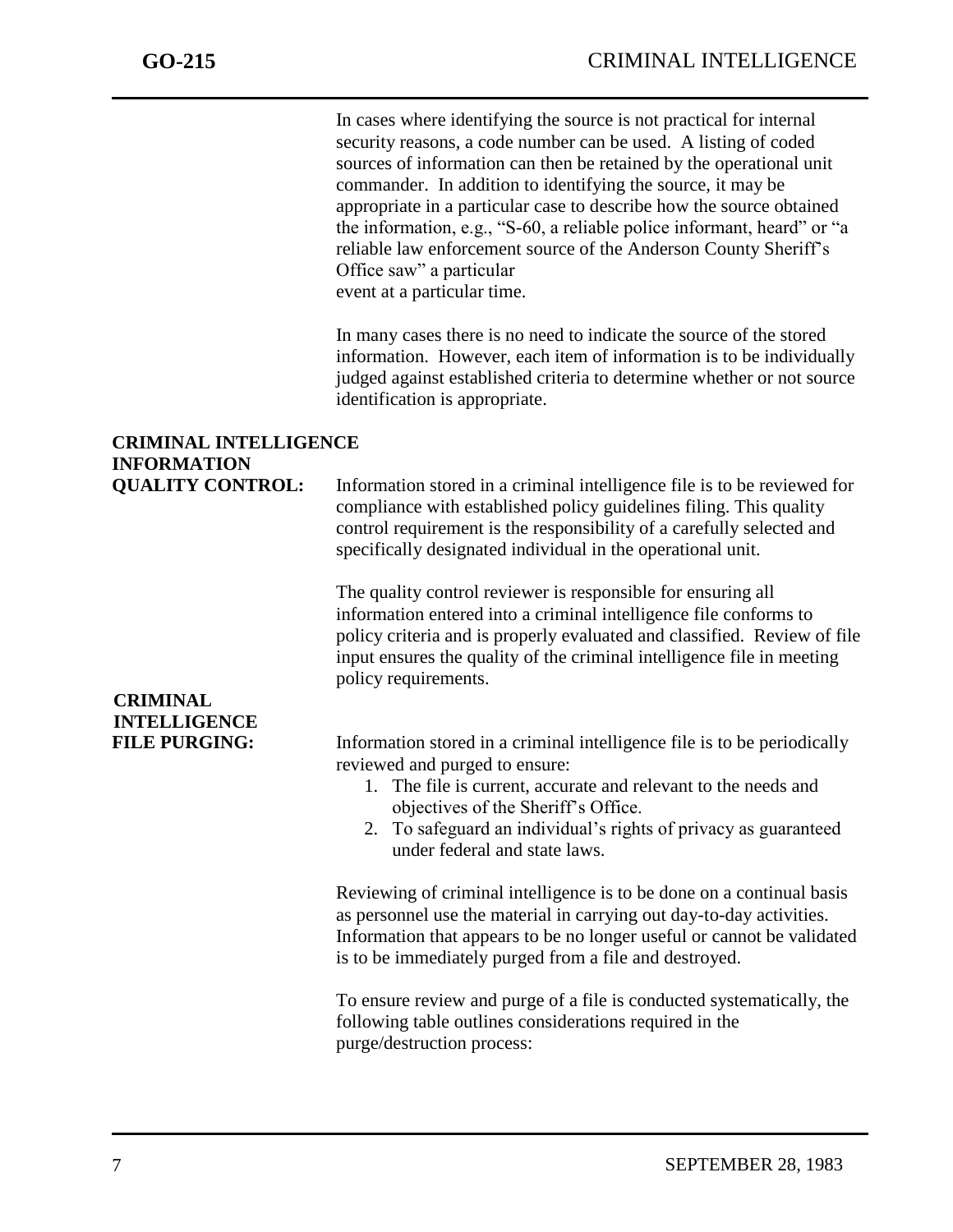In cases where identifying the source is not practical for internal security reasons, a code number can be used. A listing of coded sources of information can then be retained by the operational unit commander. In addition to identifying the source, it may be appropriate in a particular case to describe how the source obtained the information, e.g., "S-60, a reliable police informant, heard" or "a reliable law enforcement source of the Anderson County Sheriff's Office saw" a particular event at a particular time.

In many cases there is no need to indicate the source of the stored information. However, each item of information is to be individually judged against established criteria to determine whether or not source identification is appropriate.

**CRIMINAL INTELLIGENCE INFORMATION QUALITY CONTROL:**

Information stored in a criminal intelligence file is to be reviewed for compliance with established policy guidelines filing. This quality control requirement is the responsibility of a carefully selected and specifically designated individual in the operational unit.

The quality control reviewer is responsible for ensuring all information entered into a criminal intelligence file conforms to policy criteria and is properly evaluated and classified. Review of file input ensures the quality of the criminal intelligence file in meeting policy requirements.

**CRIMINAL INTELLIGENCE FILE PURGING:**

Information stored in a criminal intelligence file is to be periodically reviewed and purged to ensure:

1. The file is current, accurate and relevant to the needs and objectives of the Sheriff's Office.
2. To safeguard an individual's rights of privacy as guaranteed under federal and state laws.

Reviewing of criminal intelligence is to be done on a continual basis as personnel use the material in carrying out day-to-day activities. Information that appears to be no longer useful or cannot be validated is to be immediately purged from a file and destroyed.

To ensure review and purge of a file is conducted systematically, the following table outlines considerations required in the purge/destruction process: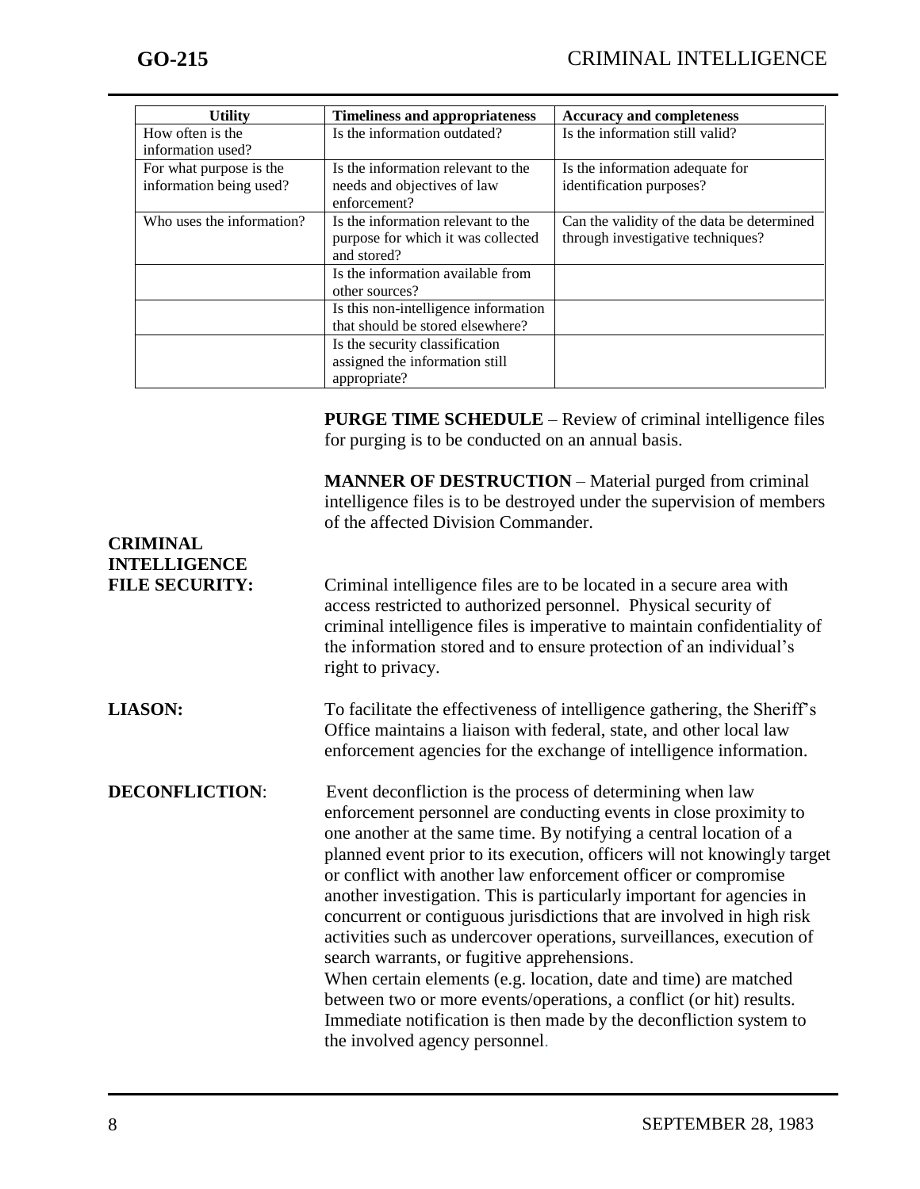| Utility | Timeliness and appropriateness | Accuracy and completeness |
|---|---|---|
| How often is the information used? | Is the information outdated? | Is the information still valid? |
| For what purpose is the information being used? | Is the information relevant to the needs and objectives of law enforcement? | Is the information adequate for identification purposes? |
| Who uses the information? | Is the information relevant to the purpose for which it was collected and stored? | Can the validity of the data be determined through investigative techniques? |
| | Is the information available from other sources? | |
| | Is this non-intelligence information that should be stored elsewhere? | |
| | Is the security classification assigned the information still appropriate? | |

**PURGE TIME SCHEDULE** – Review of criminal intelligence files for purging is to be conducted on an annual basis.

**MANNER OF DESTRUCTION** – Material purged from criminal intelligence files is to be destroyed under the supervision of members of the affected Division Commander.

**CRIMINAL INTELLIGENCE FILE SECURITY:** Criminal intelligence files are to be located in a secure area with access restricted to authorized personnel. Physical security of criminal intelligence files is imperative to maintain confidentiality of the information stored and to ensure protection of an individual's right to privacy.

**LIASON:** To facilitate the effectiveness of intelligence gathering, the Sheriff's Office maintains a liaison with federal, state, and other local law enforcement agencies for the exchange of intelligence information.

**DECONFLICTION**: Event deconfliction is the process of determining when law enforcement personnel are conducting events in close proximity to one another at the same time. By notifying a central location of a planned event prior to its execution, officers will not knowingly target or conflict with another law enforcement officer or compromise another investigation. This is particularly important for agencies in concurrent or contiguous jurisdictions that are involved in high risk activities such as undercover operations, surveillances, execution of search warrants, or fugitive apprehensions.
When certain elements (e.g. location, date and time) are matched between two or more events/operations, a conflict (or hit) results. Immediate notification is then made by the deconfliction system to the involved agency personnel.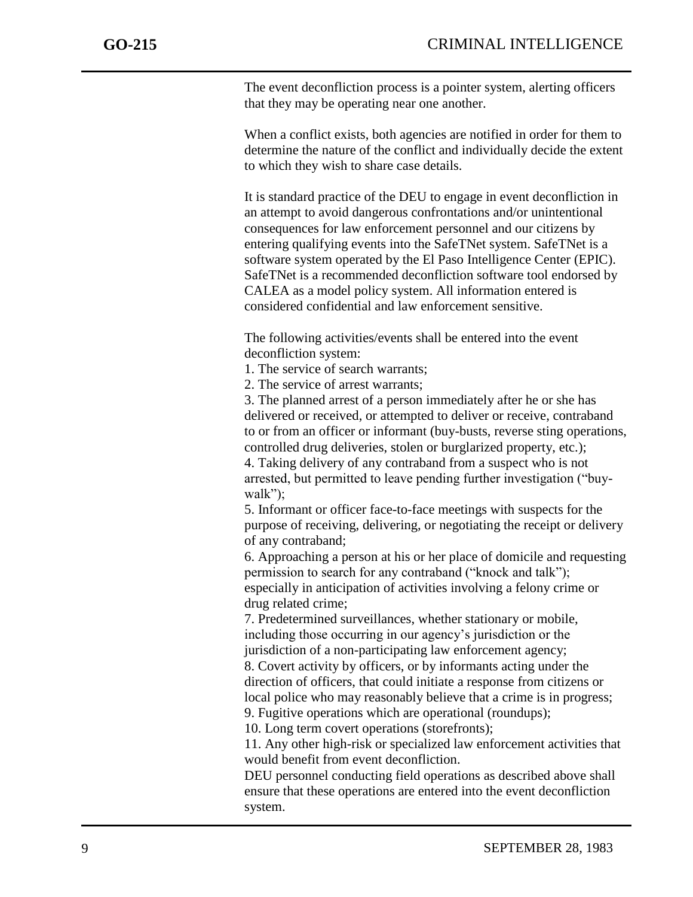The event deconfliction process is a pointer system, alerting officers that they may be operating near one another.

When a conflict exists, both agencies are notified in order for them to determine the nature of the conflict and individually decide the extent to which they wish to share case details.

It is standard practice of the DEU to engage in event deconfliction in an attempt to avoid dangerous confrontations and/or unintentional consequences for law enforcement personnel and our citizens by entering qualifying events into the SafeTNet system. SafeTNet is a software system operated by the El Paso Intelligence Center (EPIC). SafeTNet is a recommended deconfliction software tool endorsed by CALEA as a model policy system. All information entered is considered confidential and law enforcement sensitive.

The following activities/events shall be entered into the event deconfliction system:

1. The service of search warrants;
2. The service of arrest warrants;
3. The planned arrest of a person immediately after he or she has delivered or received, or attempted to deliver or receive, contraband to or from an officer or informant (buy-busts, reverse sting operations, controlled drug deliveries, stolen or burglarized property, etc.);
4. Taking delivery of any contraband from a suspect who is not arrested, but permitted to leave pending further investigation ("buy-walk");
5. Informant or officer face-to-face meetings with suspects for the purpose of receiving, delivering, or negotiating the receipt or delivery of any contraband;
6. Approaching a person at his or her place of domicile and requesting permission to search for any contraband ("knock and talk"); especially in anticipation of activities involving a felony crime or drug related crime;
7. Predetermined surveillances, whether stationary or mobile, including those occurring in our agency's jurisdiction or the jurisdiction of a non-participating law enforcement agency;
8. Covert activity by officers, or by informants acting under the direction of officers, that could initiate a response from citizens or local police who may reasonably believe that a crime is in progress;
9. Fugitive operations which are operational (roundups);
10. Long term covert operations (storefronts);
11. Any other high-risk or specialized law enforcement activities that would benefit from event deconfliction.

DEU personnel conducting field operations as described above shall ensure that these operations are entered into the event deconfliction system.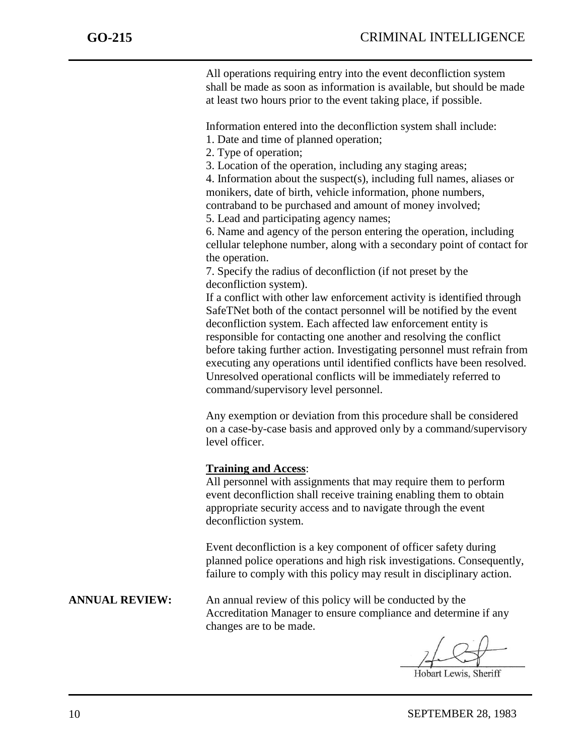All operations requiring entry into the event deconfliction system shall be made as soon as information is available, but should be made at least two hours prior to the event taking place, if possible.

Information entered into the deconfliction system shall include:

1. Date and time of planned operation;
2. Type of operation;
3. Location of the operation, including any staging areas;
4. Information about the suspect(s), including full names, aliases or monikers, date of birth, vehicle information, phone numbers, contraband to be purchased and amount of money involved;
5. Lead and participating agency names;
6. Name and agency of the person entering the operation, including cellular telephone number, along with a secondary point of contact for the operation.
7. Specify the radius of deconfliction (if not preset by the deconfliction system).

If a conflict with other law enforcement activity is identified through SafeTNet both of the contact personnel will be notified by the event deconfliction system. Each affected law enforcement entity is responsible for contacting one another and resolving the conflict before taking further action. Investigating personnel must refrain from executing any operations until identified conflicts have been resolved. Unresolved operational conflicts will be immediately referred to command/supervisory level personnel.

Any exemption or deviation from this procedure shall be considered on a case-by-case basis and approved only by a command/supervisory level officer.

**Training and Access**:

All personnel with assignments that may require them to perform event deconfliction shall receive training enabling them to obtain appropriate security access and to navigate through the event deconfliction system.

Event deconfliction is a key component of officer safety during planned police operations and high risk investigations. Consequently, failure to comply with this policy may result in disciplinary action.

**ANNUAL REVIEW:** An annual review of this policy will be conducted by the Accreditation Manager to ensure compliance and determine if any changes are to be made.

Hobart Lewis, Sheriff

SEPTEMBER 28, 1983